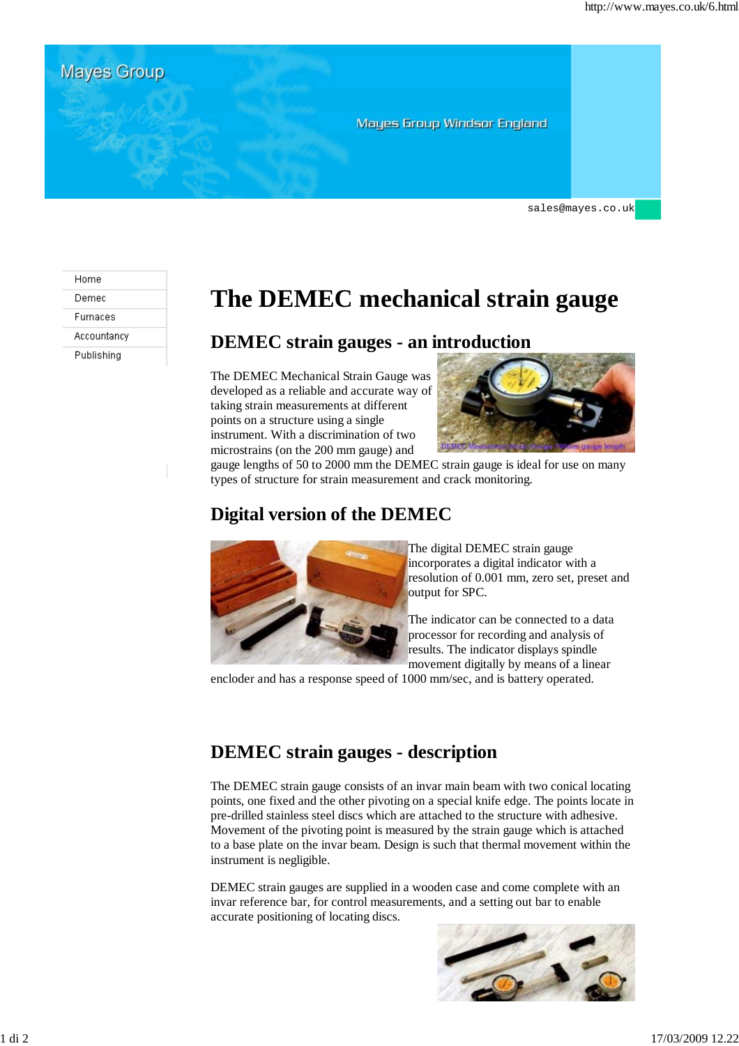Mayes Group

Mayes Group Windsor England

sales@mayes.co.uk

- Home
- Demec
- Furnaces
- Accountancy
- Publishing

# The DEMEC mechanical strain gauge

## DEMEC strain gauges - an introduction

The DEMEC Mechanical Strain Gauge was developed as a reliable and accurate way of taking strain measurements at different points on a structure using a single instrument. With a discrimination of two microstrains (on the 200 mm gauge) and gauge lengths of 50 to 2000 mm the DEMEC strain gauge is ideal for use on many types of structure for strain measurement and crack monitoring.

DEMEC Mechanical Strain Gauge 200mm gauge length

## Digital version of the DEMEC

The digital DEMEC strain gauge incorporates a digital indicator with a resolution of 0.001 mm, zero set, preset and output for SPC.

The indicator can be connected to a data processor for recording and analysis of results. The indicator displays spindle movement digitally by means of a linear encloder and has a response speed of 1000 mm/sec, and is battery operated.

## DEMEC strain gauges - description

The DEMEC strain gauge consists of an invar main beam with two conical locating points, one fixed and the other pivoting on a special knife edge. The points locate in pre-drilled stainless steel discs which are attached to the structure with adhesive. Movement of the pivoting point is measured by the strain gauge which is attached to a base plate on the invar beam. Design is such that thermal movement within the instrument is negligible.

DEMEC strain gauges are supplied in a wooden case and come complete with an invar reference bar, for control measurements, and a setting out bar to enable accurate positioning of locating discs.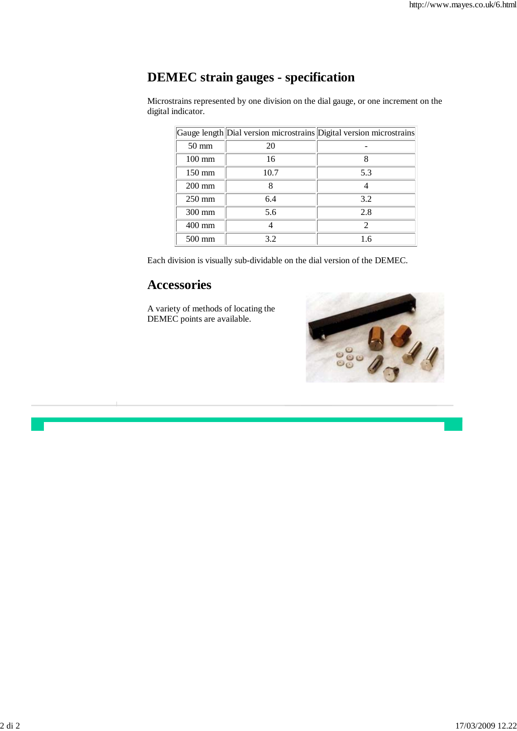# DEMEC strain gauges - specification

Microstrains represented by one division on the dial gauge, or one increment on the digital indicator.

| Gauge length | Dial version microstrains | Digital version microstrains |
|---|---|---|
| 50 mm | 20 | - |
| 100 mm | 16 | 8 |
| 150 mm | 10.7 | 5.3 |
| 200 mm | 8 | 4 |
| 250 mm | 6.4 | 3.2 |
| 300 mm | 5.6 | 2.8 |
| 400 mm | 4 | 2 |
| 500 mm | 3.2 | 1.6 |

Each division is visually sub-dividable on the dial version of the DEMEC.

## Accessories

A variety of methods of locating the DEMEC points are available.